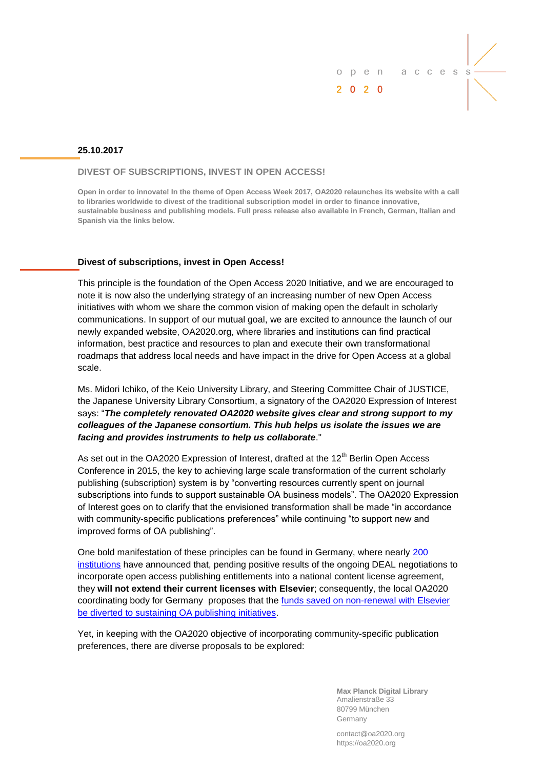**25.10.2017**

## DIVEST OF SUBSCRIPTIONS, INVEST IN OPEN ACCESS!

**Open in order to innovate! In the theme of Open Access Week 2017, OA2020 relaunches its website with a call to libraries worldwide to divest of the traditional subscription model in order to finance innovative, sustainable business and publishing models. Full press release also available in French, German, Italian and Spanish via the links below.**

### Divest of subscriptions, invest in Open Access!

This principle is the foundation of the Open Access 2020 Initiative, and we are encouraged to note it is now also the underlying strategy of an increasing number of new Open Access initiatives with whom we share the common vision of making open the default in scholarly communications. In support of our mutual goal, we are excited to announce the launch of our newly expanded website, OA2020.org, where libraries and institutions can find practical information, best practice and resources to plan and execute their own transformational roadmaps that address local needs and have impact in the drive for Open Access at a global scale.

Ms. Midori Ichiko, of the Keio University Library, and Steering Committee Chair of JUSTICE, the Japanese University Library Consortium, a signatory of the OA2020 Expression of Interest says: "***The completely renovated OA2020 website gives clear and strong support to my colleagues of the Japanese consortium. This hub helps us isolate the issues we are facing and provides instruments to help us collaborate***."

As set out in the OA2020 Expression of Interest, drafted at the 12th Berlin Open Access Conference in 2015, the key to achieving large scale transformation of the current scholarly publishing (subscription) system is by "converting resources currently spent on journal subscriptions into funds to support sustainable OA business models". The OA2020 Expression of Interest goes on to clarify that the envisioned transformation shall be made "in accordance with community-specific publications preferences" while continuing "to support new and improved forms of OA publishing".

One bold manifestation of these principles can be found in Germany, where nearly 200 institutions have announced that, pending positive results of the ongoing DEAL negotiations to incorporate open access publishing entitlements into a national content license agreement, they **will not extend their current licenses with Elsevier**; consequently, the local OA2020 coordinating body for Germany proposes that the funds saved on non-renewal with Elsevier be diverted to sustaining OA publishing initiatives.

Yet, in keeping with the OA2020 objective of incorporating community-specific publication preferences, there are diverse proposals to be explored: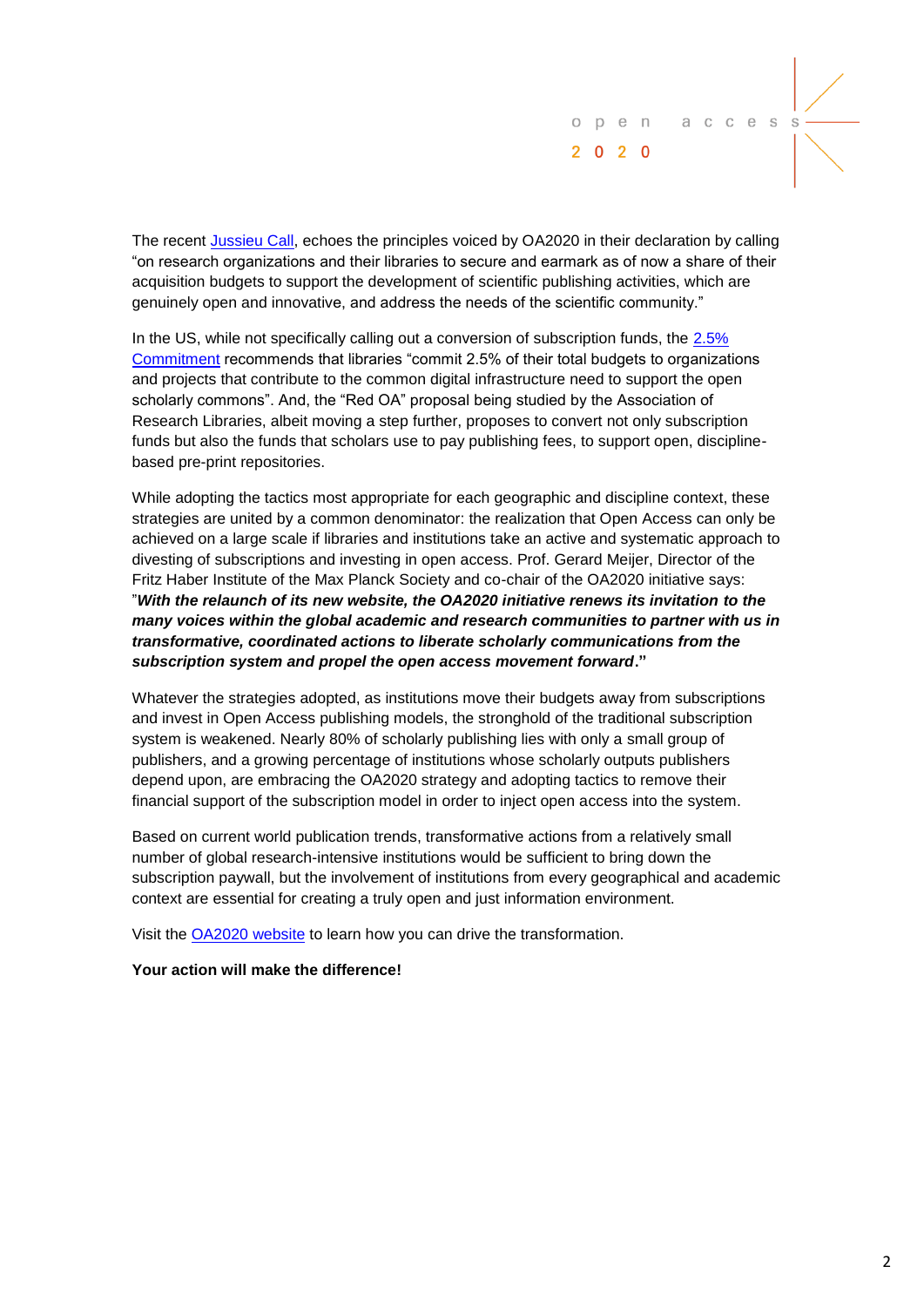The recent Jussieu Call, echoes the principles voiced by OA2020 in their declaration by calling “on research organizations and their libraries to secure and earmark as of now a share of their acquisition budgets to support the development of scientific publishing activities, which are genuinely open and innovative, and address the needs of the scientific community.”

In the US, while not specifically calling out a conversion of subscription funds, the 2.5% Commitment recommends that libraries “commit 2.5% of their total budgets to organizations and projects that contribute to the common digital infrastructure need to support the open scholarly commons”. And, the “Red OA” proposal being studied by the Association of Research Libraries, albeit moving a step further, proposes to convert not only subscription funds but also the funds that scholars use to pay publishing fees, to support open, discipline-based pre-print repositories.

While adopting the tactics most appropriate for each geographic and discipline context, these strategies are united by a common denominator: the realization that Open Access can only be achieved on a large scale if libraries and institutions take an active and systematic approach to divesting of subscriptions and investing in open access. Prof. Gerard Meijer, Director of the Fritz Haber Institute of the Max Planck Society and co-chair of the OA2020 initiative says: ”***With the relaunch of its new website, the OA2020 initiative renews its invitation to the many voices within the global academic and research communities to partner with us in transformative, coordinated actions to liberate scholarly communications from the subscription system and propel the open access movement forward*.”**

Whatever the strategies adopted, as institutions move their budgets away from subscriptions and invest in Open Access publishing models, the stronghold of the traditional subscription system is weakened. Nearly 80% of scholarly publishing lies with only a small group of publishers, and a growing percentage of institutions whose scholarly outputs publishers depend upon, are embracing the OA2020 strategy and adopting tactics to remove their financial support of the subscription model in order to inject open access into the system.

Based on current world publication trends, transformative actions from a relatively small number of global research-intensive institutions would be sufficient to bring down the subscription paywall, but the involvement of institutions from every geographical and academic context are essential for creating a truly open and just information environment.

Visit the OA2020 website to learn how you can drive the transformation.

**Your action will make the difference!**